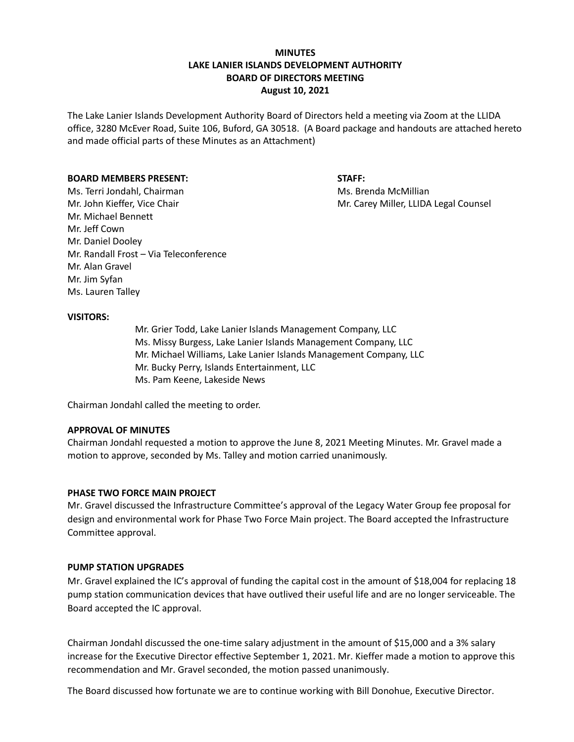# MINUTES
## LAKE LANIER ISLANDS DEVELOPMENT AUTHORITY
## BOARD OF DIRECTORS MEETING
### August 10, 2021

The Lake Lanier Islands Development Authority Board of Directors held a meeting via Zoom at the LLIDA office, 3280 McEver Road, Suite 106, Buford, GA 30518. (A Board package and handouts are attached hereto and made official parts of these Minutes as an Attachment)

**BOARD MEMBERS PRESENT:**

Ms. Terri Jondahl, Chairman
Mr. John Kieffer, Vice Chair
Mr. Michael Bennett
Mr. Jeff Cown
Mr. Daniel Dooley
Mr. Randall Frost – Via Teleconference
Mr. Alan Gravel
Mr. Jim Syfan
Ms. Lauren Talley

**STAFF:**

Ms. Brenda McMillian
Mr. Carey Miller, LLIDA Legal Counsel

**VISITORS:**

Mr. Grier Todd, Lake Lanier Islands Management Company, LLC
Ms. Missy Burgess, Lake Lanier Islands Management Company, LLC
Mr. Michael Williams, Lake Lanier Islands Management Company, LLC
Mr. Bucky Perry, Islands Entertainment, LLC
Ms. Pam Keene, Lakeside News

Chairman Jondahl called the meeting to order.

**APPROVAL OF MINUTES**

Chairman Jondahl requested a motion to approve the June 8, 2021 Meeting Minutes. Mr. Gravel made a motion to approve, seconded by Ms. Talley and motion carried unanimously.

**PHASE TWO FORCE MAIN PROJECT**

Mr. Gravel discussed the Infrastructure Committee's approval of the Legacy Water Group fee proposal for design and environmental work for Phase Two Force Main project. The Board accepted the Infrastructure Committee approval.

**PUMP STATION UPGRADES**

Mr. Gravel explained the IC's approval of funding the capital cost in the amount of $18,004 for replacing 18 pump station communication devices that have outlived their useful life and are no longer serviceable. The Board accepted the IC approval.

Chairman Jondahl discussed the one-time salary adjustment in the amount of $15,000 and a 3% salary increase for the Executive Director effective September 1, 2021. Mr. Kieffer made a motion to approve this recommendation and Mr. Gravel seconded, the motion passed unanimously.

The Board discussed how fortunate we are to continue working with Bill Donohue, Executive Director.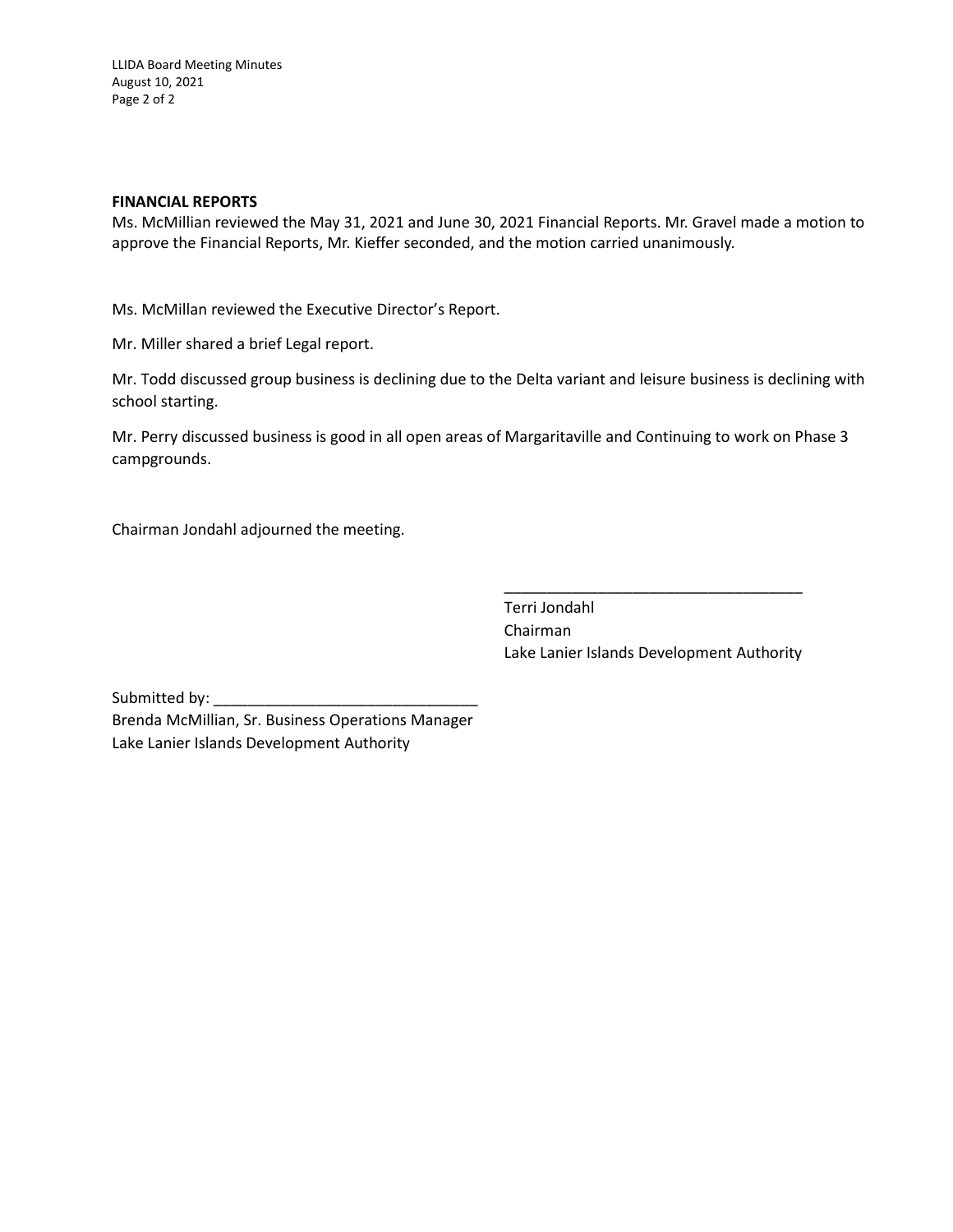**FINANCIAL REPORTS**

Ms. McMillian reviewed the May 31, 2021 and June 30, 2021 Financial Reports. Mr. Gravel made a motion to approve the Financial Reports, Mr. Kieffer seconded, and the motion carried unanimously.

Ms. McMillan reviewed the Executive Director's Report.

Mr. Miller shared a brief Legal report.

Mr. Todd discussed group business is declining due to the Delta variant and leisure business is declining with school starting.

Mr. Perry discussed business is good in all open areas of Margaritaville and Continuing to work on Phase 3 campgrounds.

Chairman Jondahl adjourned the meeting.

___________________________________
Terri Jondahl
Chairman
Lake Lanier Islands Development Authority

Submitted by: ______________________________
Brenda McMillian, Sr. Business Operations Manager
Lake Lanier Islands Development Authority